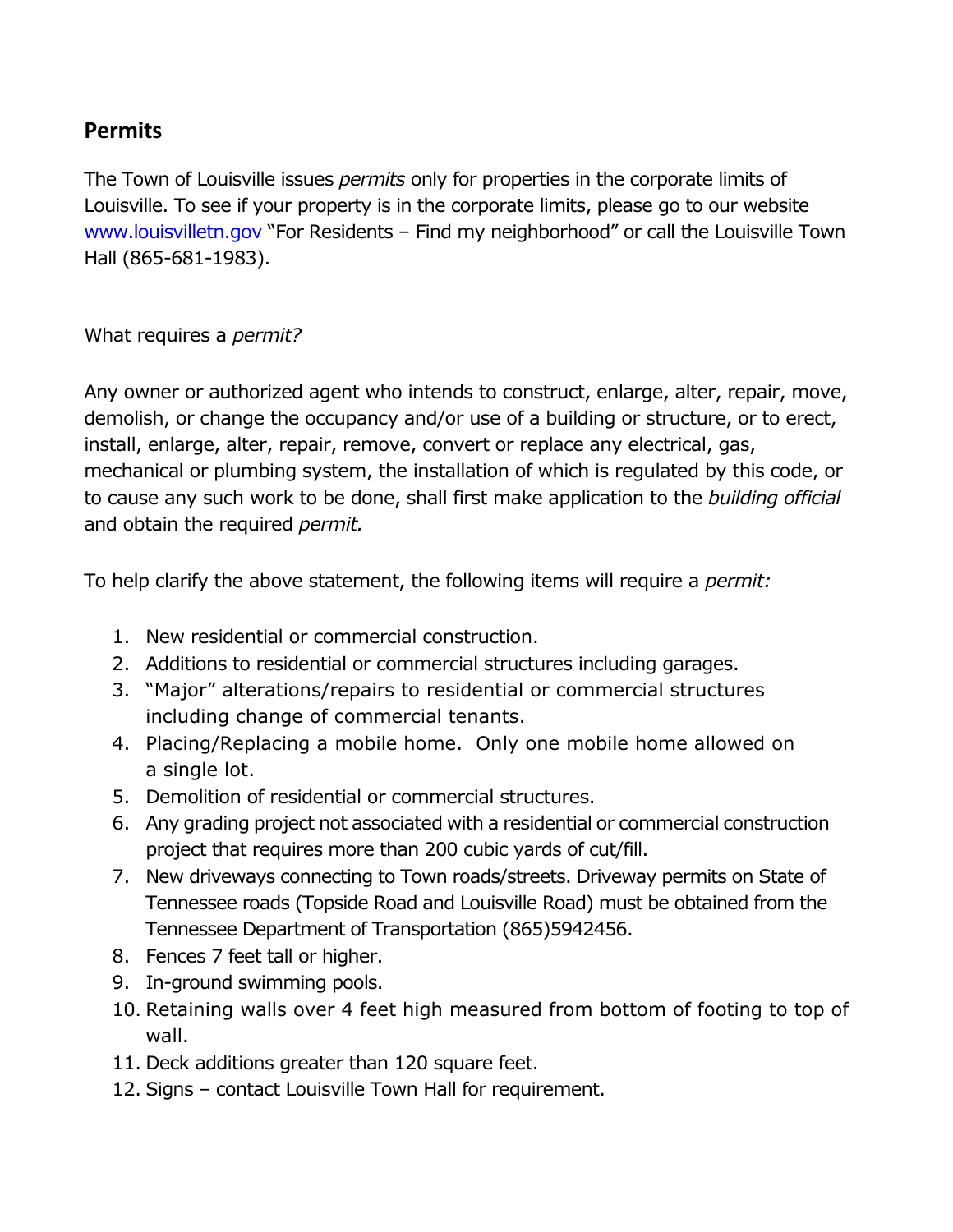## Permits

The Town of Louisville issues *permits* only for properties in the corporate limits of Louisville. To see if your property is in the corporate limits, please go to our website [www.louisvilletn.gov](http://www.louisvilletn.gov) "For Residents – Find my neighborhood" or call the Louisville Town Hall (865-681-1983).

What requires a *permit?*

Any owner or authorized agent who intends to construct, enlarge, alter, repair, move, demolish, or change the occupancy and/or use of a building or structure, or to erect, install, enlarge, alter, repair, remove, convert or replace any electrical, gas, mechanical or plumbing system, the installation of which is regulated by this code, or to cause any such work to be done, shall first make application to the *building official* and obtain the required *permit.*

To help clarify the above statement, the following items will require a *permit:*

1. New residential or commercial construction.
2. Additions to residential or commercial structures including garages.
3. "Major" alterations/repairs to residential or commercial structures including change of commercial tenants.
4. Placing/Replacing a mobile home. Only one mobile home allowed on a single lot.
5. Demolition of residential or commercial structures.
6. Any grading project not associated with a residential or commercial construction project that requires more than 200 cubic yards of cut/fill.
7. New driveways connecting to Town roads/streets. Driveway permits on State of Tennessee roads (Topside Road and Louisville Road) must be obtained from the Tennessee Department of Transportation (865)5942456.
8. Fences 7 feet tall or higher.
9. In-ground swimming pools.
10. Retaining walls over 4 feet high measured from bottom of footing to top of wall.
11. Deck additions greater than 120 square feet.
12. Signs – contact Louisville Town Hall for requirement.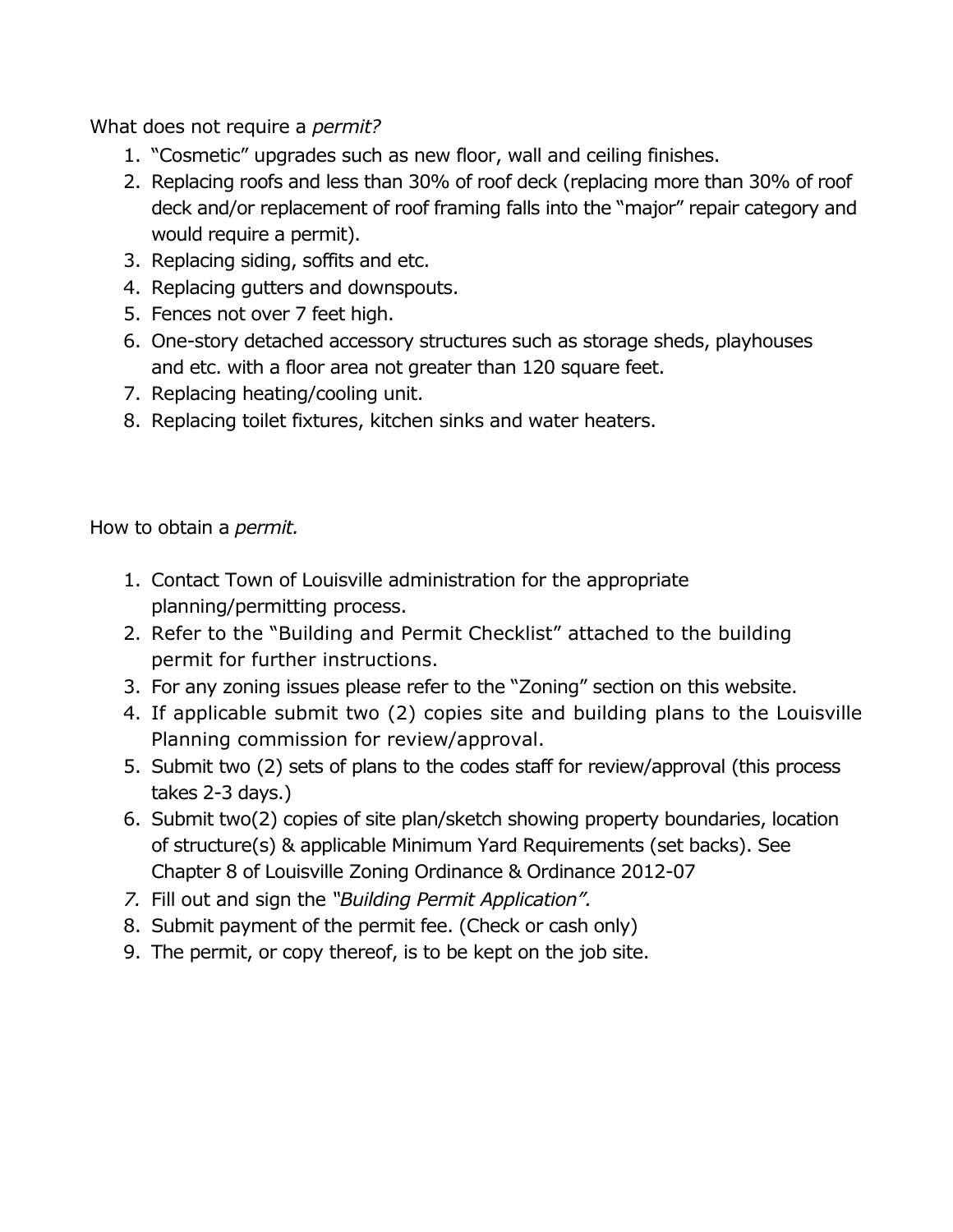What does not require a *permit?*

1. "Cosmetic" upgrades such as new floor, wall and ceiling finishes.
2. Replacing roofs and less than 30% of roof deck (replacing more than 30% of roof deck and/or replacement of roof framing falls into the "major" repair category and would require a permit).
3. Replacing siding, soffits and etc.
4. Replacing gutters and downspouts.
5. Fences not over 7 feet high.
6. One-story detached accessory structures such as storage sheds, playhouses and etc. with a floor area not greater than 120 square feet.
7. Replacing heating/cooling unit.
8. Replacing toilet fixtures, kitchen sinks and water heaters.

How to obtain a *permit.*

1. Contact Town of Louisville administration for the appropriate planning/permitting process.
2. Refer to the "Building and Permit Checklist" attached to the building permit for further instructions.
3. For any zoning issues please refer to the "Zoning" section on this website.
4. If applicable submit two (2) copies site and building plans to the Louisville Planning commission for review/approval.
5. Submit two (2) sets of plans to the codes staff for review/approval (this process takes 2-3 days.)
6. Submit two(2) copies of site plan/sketch showing property boundaries, location of structure(s) & applicable Minimum Yard Requirements (set backs). See Chapter 8 of Louisville Zoning Ordinance & Ordinance 2012-07
7. Fill out and sign the *"Building Permit Application".*
8. Submit payment of the permit fee. (Check or cash only)
9. The permit, or copy thereof, is to be kept on the job site.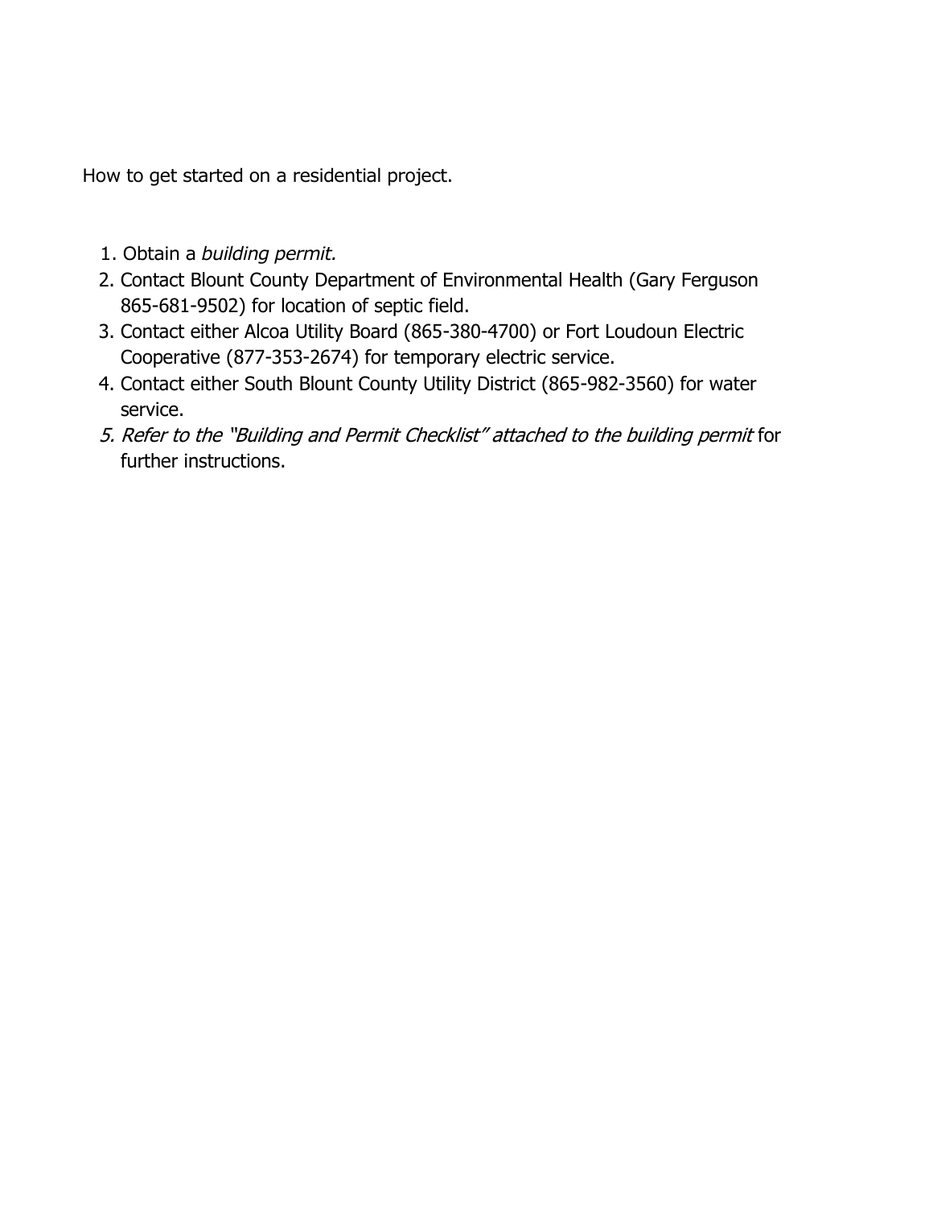How to get started on a residential project.

1. Obtain a *building permit.*
2. Contact Blount County Department of Environmental Health (Gary Ferguson 865-681-9502) for location of septic field.
3. Contact either Alcoa Utility Board (865-380-4700) or Fort Loudoun Electric Cooperative (877-353-2674) for temporary electric service.
4. Contact either South Blount County Utility District (865-982-3560) for water service.
5. *Refer to the "Building and Permit Checklist" attached to the building permit* for further instructions.